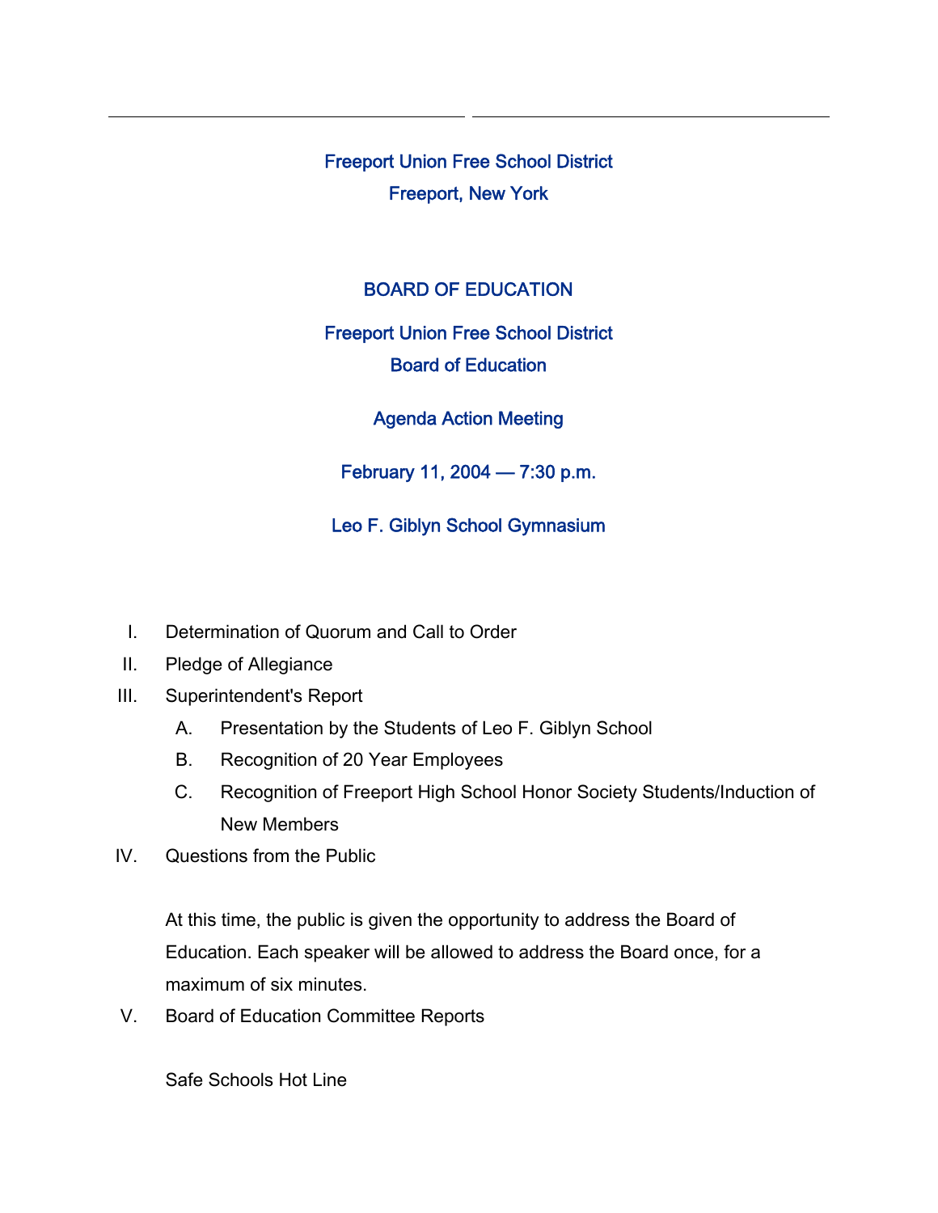Freeport Union Free School District

Freeport, New York

# BOARD OF EDUCATION

## Freeport Union Free School District
## Board of Education

### Agenda Action Meeting

February 11, 2004 — 7:30 p.m.

Leo F. Giblyn School Gymnasium

I. Determination of Quorum and Call to Order

II. Pledge of Allegiance

III. Superintendent's Report

   A. Presentation by the Students of Leo F. Giblyn School

   B. Recognition of 20 Year Employees

   C. Recognition of Freeport High School Honor Society Students/Induction of New Members

IV. Questions from the Public

   At this time, the public is given the opportunity to address the Board of Education. Each speaker will be allowed to address the Board once, for a maximum of six minutes.

V. Board of Education Committee Reports

   Safe Schools Hot Line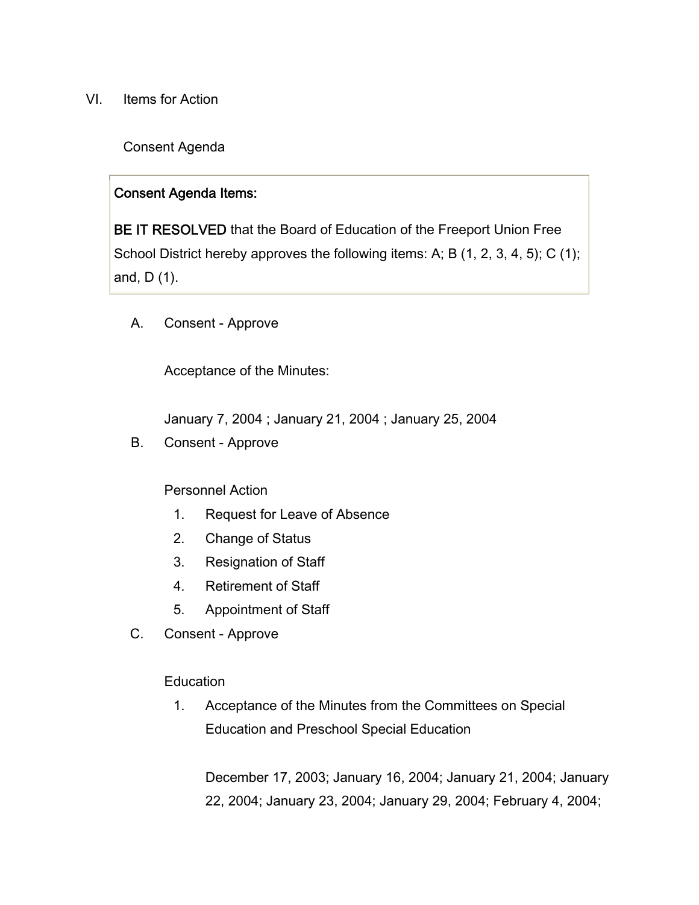VI. Items for Action

Consent Agenda

**Consent Agenda Items:**

**BE IT RESOLVED** that the Board of Education of the Freeport Union Free School District hereby approves the following items: A; B (1, 2, 3, 4, 5); C (1); and, D (1).

A. Consent - Approve

Acceptance of the Minutes:

January 7, 2004 ; January 21, 2004 ; January 25, 2004

B. Consent - Approve

Personnel Action

1. Request for Leave of Absence
2. Change of Status
3. Resignation of Staff
4. Retirement of Staff
5. Appointment of Staff

C. Consent - Approve

Education

1. Acceptance of the Minutes from the Committees on Special Education and Preschool Special Education

   December 17, 2003; January 16, 2004; January 21, 2004; January 22, 2004; January 23, 2004; January 29, 2004; February 4, 2004;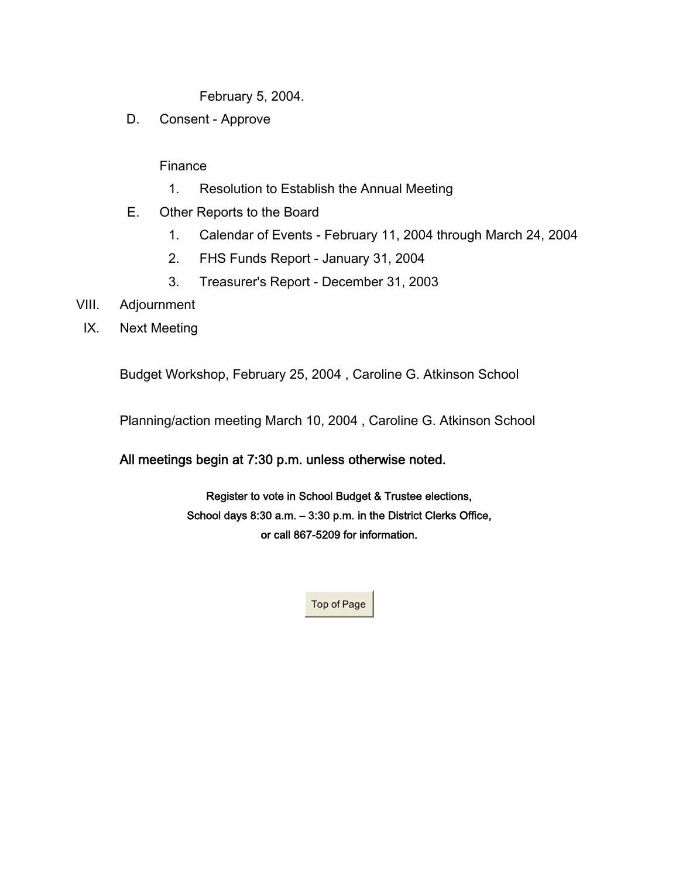February 5, 2004.

D. Consent - Approve

   Finance

   1. Resolution to Establish the Annual Meeting

E. Other Reports to the Board

   1. Calendar of Events - February 11, 2004 through March 24, 2004
   2. FHS Funds Report - January 31, 2004
   3. Treasurer's Report - December 31, 2003

VIII. Adjournment

IX. Next Meeting

Budget Workshop, February 25, 2004 , Caroline G. Atkinson School

Planning/action meeting March 10, 2004 , Caroline G. Atkinson School

All meetings begin at 7:30 p.m. unless otherwise noted.

**Register to vote in School Budget & Trustee elections,**
**School days 8:30 a.m. – 3:30 p.m. in the District Clerks Office,**
**or call 867-5209 for information.**

Top of Page